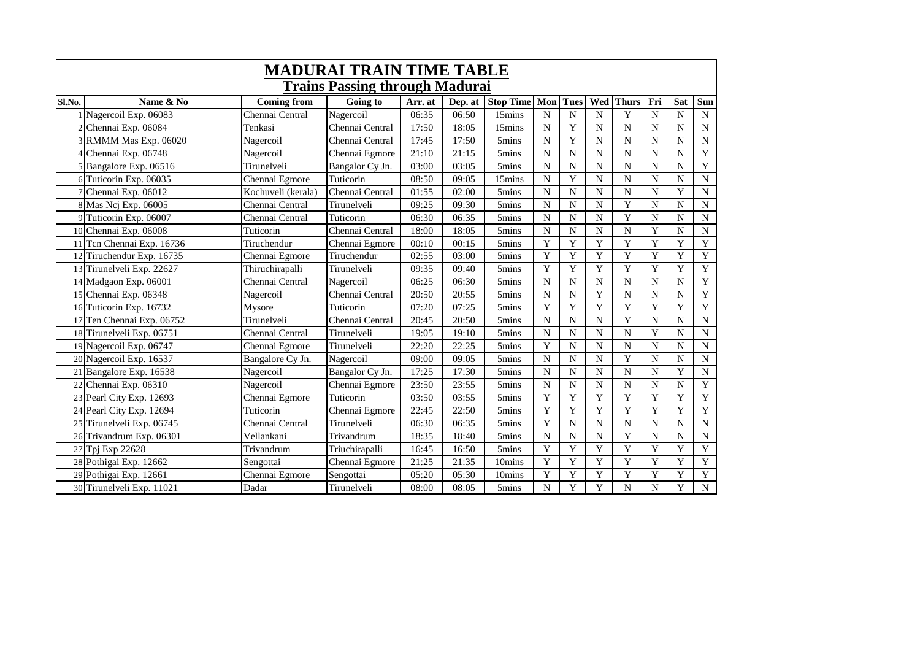# MADURAI TRAIN TIME TABLE

## Trains Passing through Madurai

| Sl.No. | Name & No | Coming from | Going to | Arr. at | Dep. at | Stop Time | Mon | Tues | Wed | Thurs | Fri | Sat | Sun |
|---|---|---|---|---|---|---|---|---|---|---|---|---|---|
| 1 | Nagercoil Exp. 06083 | Chennai Central | Nagercoil | 06:35 | 06:50 | 15mins | N | N | N | Y | N | N | N |
| 2 | Chennai Exp. 06084 | Tenkasi | Chennai Central | 17:50 | 18:05 | 15mins | N | Y | N | N | N | N | N |
| 3 | RMMM Mas Exp. 06020 | Nagercoil | Chennai Central | 17:45 | 17:50 | 5mins | N | Y | N | N | N | N | N |
| 4 | Chennai Exp. 06748 | Nagercoil | Chennai Egmore | 21:10 | 21:15 | 5mins | N | N | N | N | N | N | Y |
| 5 | Bangalore Exp. 06516 | Tirunelveli | Bangalor Cy Jn. | 03:00 | 03:05 | 5mins | N | N | N | N | N | N | Y |
| 6 | Tuticorin Exp. 06035 | Chennai Egmore | Tuticorin | 08:50 | 09:05 | 15mins | N | Y | N | N | N | N | N |
| 7 | Chennai Exp. 06012 | Kochuveli (kerala) | Chennai Central | 01:55 | 02:00 | 5mins | N | N | N | N | N | Y | N |
| 8 | Mas Ncj Exp. 06005 | Chennai Central | Tirunelveli | 09:25 | 09:30 | 5mins | N | N | N | Y | N | N | N |
| 9 | Tuticorin Exp. 06007 | Chennai Central | Tuticorin | 06:30 | 06:35 | 5mins | N | N | N | Y | N | N | N |
| 10 | Chennai Exp. 06008 | Tuticorin | Chennai Central | 18:00 | 18:05 | 5mins | N | N | N | N | Y | N | N |
| 11 | Tcn Chennai Exp. 16736 | Tiruchendur | Chennai Egmore | 00:10 | 00:15 | 5mins | Y | Y | Y | Y | Y | Y | Y |
| 12 | Tiruchendur Exp. 16735 | Chennai Egmore | Tiruchendur | 02:55 | 03:00 | 5mins | Y | Y | Y | Y | Y | Y | Y |
| 13 | Tirunelveli Exp. 22627 | Thiruchirapalli | Tirunelveli | 09:35 | 09:40 | 5mins | Y | Y | Y | Y | Y | Y | Y |
| 14 | Madgaon Exp. 06001 | Chennai Central | Nagercoil | 06:25 | 06:30 | 5mins | N | N | N | N | N | N | Y |
| 15 | Chennai Exp. 06348 | Nagercoil | Chennai Central | 20:50 | 20:55 | 5mins | N | N | Y | N | N | N | Y |
| 16 | Tuticorin Exp. 16732 | Mysore | Tuticorin | 07:20 | 07:25 | 5mins | Y | Y | Y | Y | Y | Y | Y |
| 17 | Ten Chennai Exp. 06752 | Tirunelveli | Chennai Central | 20:45 | 20:50 | 5mins | N | N | N | Y | N | N | N |
| 18 | Tirunelveli Exp. 06751 | Chennai Central | Tirunelveli | 19:05 | 19:10 | 5mins | N | N | N | N | Y | N | N |
| 19 | Nagercoil Exp. 06747 | Chennai Egmore | Tirunelveli | 22:20 | 22:25 | 5mins | Y | N | N | N | N | N | N |
| 20 | Nagercoil Exp. 16537 | Bangalore Cy Jn. | Nagercoil | 09:00 | 09:05 | 5mins | N | N | N | Y | N | N | N |
| 21 | Bangalore Exp. 16538 | Nagercoil | Bangalor Cy Jn. | 17:25 | 17:30 | 5mins | N | N | N | N | N | Y | N |
| 22 | Chennai Exp. 06310 | Nagercoil | Chennai Egmore | 23:50 | 23:55 | 5mins | N | N | N | N | N | N | Y |
| 23 | Pearl City Exp. 12693 | Chennai Egmore | Tuticorin | 03:50 | 03:55 | 5mins | Y | Y | Y | Y | Y | Y | Y |
| 24 | Pearl City Exp. 12694 | Tuticorin | Chennai Egmore | 22:45 | 22:50 | 5mins | Y | Y | Y | Y | Y | Y | Y |
| 25 | Tirunelveli Exp. 06745 | Chennai Central | Tirunelveli | 06:30 | 06:35 | 5mins | Y | N | N | N | N | N | N |
| 26 | Trivandrum Exp. 06301 | Vellankani | Trivandrum | 18:35 | 18:40 | 5mins | N | N | N | Y | N | N | N |
| 27 | Tpj Exp 22628 | Trivandrum | Triuchirapalli | 16:45 | 16:50 | 5mins | Y | Y | Y | Y | Y | Y | Y |
| 28 | Pothigai Exp. 12662 | Sengottai | Chennai Egmore | 21:25 | 21:35 | 10mins | Y | Y | Y | Y | Y | Y | Y |
| 29 | Pothigai Exp. 12661 | Chennai Egmore | Sengottai | 05:20 | 05:30 | 10mins | Y | Y | Y | Y | Y | Y | Y |
| 30 | Tirunelveli Exp. 11021 | Dadar | Tirunelveli | 08:00 | 08:05 | 5mins | N | Y | Y | N | N | Y | N |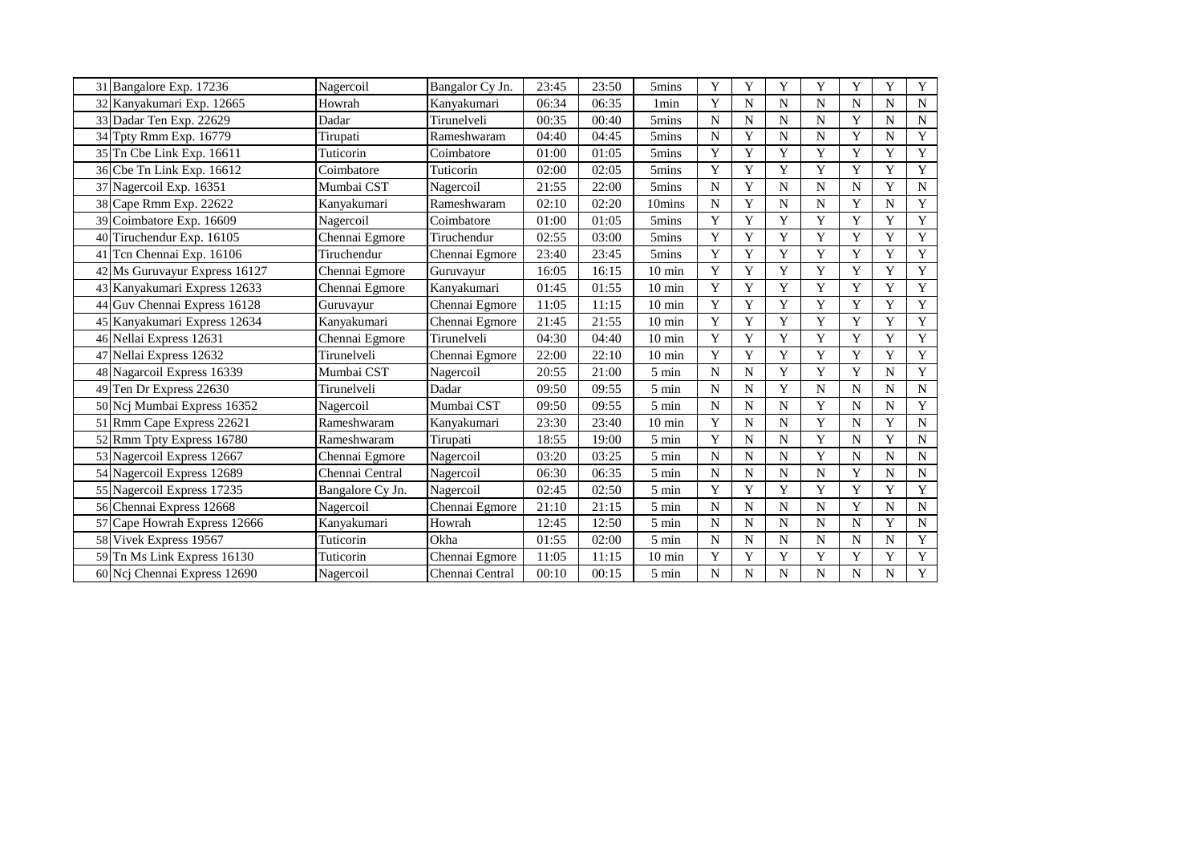| | | | | | | | | | | | | | |
|---|---|---|---|---|---|---|---|---|---|---|---|---|---|
| 31 | Bangalore Exp. 17236 | Nagercoil | Bangalor Cy Jn. | 23:45 | 23:50 | 5mins | Y | Y | Y | Y | Y | Y | Y |
| 32 | Kanyakumari Exp. 12665 | Howrah | Kanyakumari | 06:34 | 06:35 | 1min | Y | N | N | N | N | N | N |
| 33 | Dadar Ten Exp. 22629 | Dadar | Tirunelveli | 00:35 | 00:40 | 5mins | N | N | N | N | Y | N | N |
| 34 | Tpty Rmm Exp. 16779 | Tirupati | Rameshwaram | 04:40 | 04:45 | 5mins | N | Y | N | N | Y | N | Y |
| 35 | Tn Cbe Link Exp. 16611 | Tuticorin | Coimbatore | 01:00 | 01:05 | 5mins | Y | Y | Y | Y | Y | Y | Y |
| 36 | Cbe Tn Link Exp. 16612 | Coimbatore | Tuticorin | 02:00 | 02:05 | 5mins | Y | Y | Y | Y | Y | Y | Y |
| 37 | Nagercoil Exp. 16351 | Mumbai CST | Nagercoil | 21:55 | 22:00 | 5mins | N | Y | N | N | N | Y | N |
| 38 | Cape Rmm Exp. 22622 | Kanyakumari | Rameshwaram | 02:10 | 02:20 | 10mins | N | Y | N | N | Y | N | Y |
| 39 | Coimbatore Exp. 16609 | Nagercoil | Coimbatore | 01:00 | 01:05 | 5mins | Y | Y | Y | Y | Y | Y | Y |
| 40 | Tiruchendur Exp. 16105 | Chennai Egmore | Tiruchendur | 02:55 | 03:00 | 5mins | Y | Y | Y | Y | Y | Y | Y |
| 41 | Tcn Chennai Exp. 16106 | Tiruchendur | Chennai Egmore | 23:40 | 23:45 | 5mins | Y | Y | Y | Y | Y | Y | Y |
| 42 | Ms Guruvayur Express 16127 | Chennai Egmore | Guruvayur | 16:05 | 16:15 | 10 min | Y | Y | Y | Y | Y | Y | Y |
| 43 | Kanyakumari Express 12633 | Chennai Egmore | Kanyakumari | 01:45 | 01:55 | 10 min | Y | Y | Y | Y | Y | Y | Y |
| 44 | Guv Chennai Express 16128 | Guruvayur | Chennai Egmore | 11:05 | 11:15 | 10 min | Y | Y | Y | Y | Y | Y | Y |
| 45 | Kanyakumari Express 12634 | Kanyakumari | Chennai Egmore | 21:45 | 21:55 | 10 min | Y | Y | Y | Y | Y | Y | Y |
| 46 | Nellai Express 12631 | Chennai Egmore | Tirunelveli | 04:30 | 04:40 | 10 min | Y | Y | Y | Y | Y | Y | Y |
| 47 | Nellai Express 12632 | Tirunelveli | Chennai Egmore | 22:00 | 22:10 | 10 min | Y | Y | Y | Y | Y | Y | Y |
| 48 | Nagarcoil Express 16339 | Mumbai CST | Nagercoil | 20:55 | 21:00 | 5 min | N | N | Y | Y | Y | N | Y |
| 49 | Ten Dr Express 22630 | Tirunelveli | Dadar | 09:50 | 09:55 | 5 min | N | N | Y | N | N | N | N |
| 50 | Ncj Mumbai Express 16352 | Nagercoil | Mumbai CST | 09:50 | 09:55 | 5 min | N | N | N | Y | N | N | Y |
| 51 | Rmm Cape Express 22621 | Rameshwaram | Kanyakumari | 23:30 | 23:40 | 10 min | Y | N | N | Y | N | Y | N |
| 52 | Rmm Tpty Express 16780 | Rameshwaram | Tirupati | 18:55 | 19:00 | 5 min | Y | N | N | Y | N | Y | N |
| 53 | Nagercoil Express 12667 | Chennai Egmore | Nagercoil | 03:20 | 03:25 | 5 min | N | N | N | Y | N | N | N |
| 54 | Nagercoil Express 12689 | Chennai Central | Nagercoil | 06:30 | 06:35 | 5 min | N | N | N | N | Y | N | N |
| 55 | Nagercoil Express 17235 | Bangalore Cy Jn. | Nagercoil | 02:45 | 02:50 | 5 min | Y | Y | Y | Y | Y | Y | Y |
| 56 | Chennai Express 12668 | Nagercoil | Chennai Egmore | 21:10 | 21:15 | 5 min | N | N | N | N | Y | N | N |
| 57 | Cape Howrah Express 12666 | Kanyakumari | Howrah | 12:45 | 12:50 | 5 min | N | N | N | N | N | Y | N |
| 58 | Vivek Express 19567 | Tuticorin | Okha | 01:55 | 02:00 | 5 min | N | N | N | N | N | N | Y |
| 59 | Tn Ms Link Express 16130 | Tuticorin | Chennai Egmore | 11:05 | 11:15 | 10 min | Y | Y | Y | Y | Y | Y | Y |
| 60 | Ncj Chennai Express 12690 | Nagercoil | Chennai Central | 00:10 | 00:15 | 5 min | N | N | N | N | N | N | Y |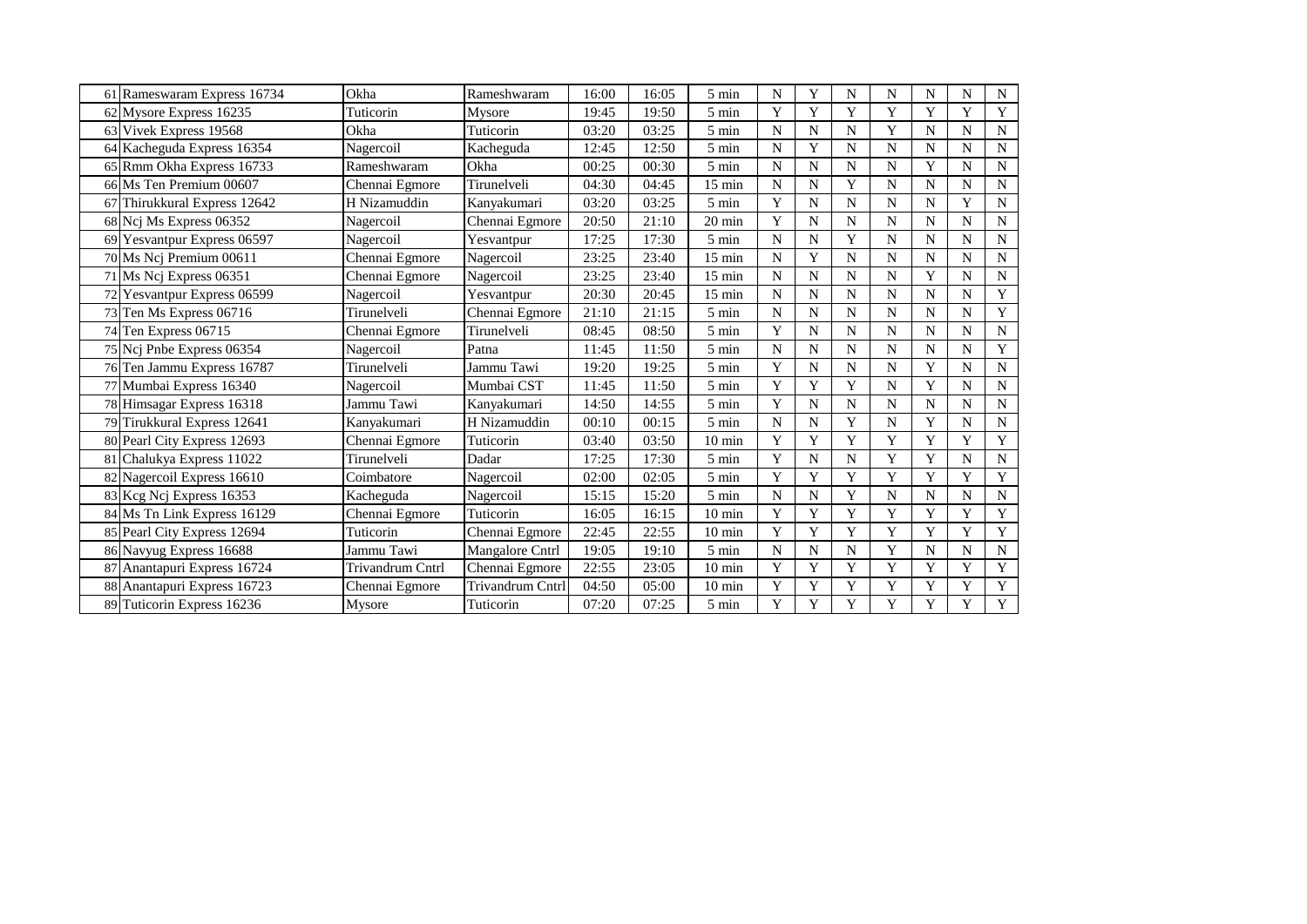| | | | | | | | | | | | | | |
|---|---|---|---|---|---|---|---|---|---|---|---|---|---|
| 61 | Rameswaram Express 16734 | Okha | Rameshwaram | 16:00 | 16:05 | 5 min | N | Y | N | N | N | N | N |
| 62 | Mysore Express 16235 | Tuticorin | Mysore | 19:45 | 19:50 | 5 min | Y | Y | Y | Y | Y | Y | Y |
| 63 | Vivek Express 19568 | Okha | Tuticorin | 03:20 | 03:25 | 5 min | N | N | N | Y | N | N | N |
| 64 | Kacheguda Express 16354 | Nagercoil | Kacheguda | 12:45 | 12:50 | 5 min | N | Y | N | N | N | N | N |
| 65 | Rmm Okha Express 16733 | Rameshwaram | Okha | 00:25 | 00:30 | 5 min | N | N | N | N | Y | N | N |
| 66 | Ms Ten Premium 00607 | Chennai Egmore | Tirunelveli | 04:30 | 04:45 | 15 min | N | N | Y | N | N | N | N |
| 67 | Thirukkural Express 12642 | H Nizamuddin | Kanyakumari | 03:20 | 03:25 | 5 min | Y | N | N | N | N | Y | N |
| 68 | Ncj Ms Express 06352 | Nagercoil | Chennai Egmore | 20:50 | 21:10 | 20 min | Y | N | N | N | N | N | N |
| 69 | Yesvantpur Express 06597 | Nagercoil | Yesvantpur | 17:25 | 17:30 | 5 min | N | N | Y | N | N | N | N |
| 70 | Ms Ncj Premium 00611 | Chennai Egmore | Nagercoil | 23:25 | 23:40 | 15 min | N | Y | N | N | N | N | N |
| 71 | Ms Ncj Express 06351 | Chennai Egmore | Nagercoil | 23:25 | 23:40 | 15 min | N | N | N | N | Y | N | N |
| 72 | Yesvantpur Express 06599 | Nagercoil | Yesvantpur | 20:30 | 20:45 | 15 min | N | N | N | N | N | N | Y |
| 73 | Ten Ms Express 06716 | Tirunelveli | Chennai Egmore | 21:10 | 21:15 | 5 min | N | N | N | N | N | N | Y |
| 74 | Ten Express 06715 | Chennai Egmore | Tirunelveli | 08:45 | 08:50 | 5 min | Y | N | N | N | N | N | N |
| 75 | Ncj Pnbe Express 06354 | Nagercoil | Patna | 11:45 | 11:50 | 5 min | N | N | N | N | N | N | Y |
| 76 | Ten Jammu Express 16787 | Tirunelveli | Jammu Tawi | 19:20 | 19:25 | 5 min | Y | N | N | N | Y | N | N |
| 77 | Mumbai Express 16340 | Nagercoil | Mumbai CST | 11:45 | 11:50 | 5 min | Y | Y | Y | N | Y | N | N |
| 78 | Himsagar Express 16318 | Jammu Tawi | Kanyakumari | 14:50 | 14:55 | 5 min | Y | N | N | N | N | N | N |
| 79 | Tirukkural Express 12641 | Kanyakumari | H Nizamuddin | 00:10 | 00:15 | 5 min | N | N | Y | N | Y | N | N |
| 80 | Pearl City Express 12693 | Chennai Egmore | Tuticorin | 03:40 | 03:50 | 10 min | Y | Y | Y | Y | Y | Y | Y |
| 81 | Chalukya Express 11022 | Tirunelveli | Dadar | 17:25 | 17:30 | 5 min | Y | N | N | Y | Y | N | N |
| 82 | Nagercoil Express 16610 | Coimbatore | Nagercoil | 02:00 | 02:05 | 5 min | Y | Y | Y | Y | Y | Y | Y |
| 83 | Kcg Ncj Express 16353 | Kacheguda | Nagercoil | 15:15 | 15:20 | 5 min | N | N | Y | N | N | N | N |
| 84 | Ms Tn Link Express 16129 | Chennai Egmore | Tuticorin | 16:05 | 16:15 | 10 min | Y | Y | Y | Y | Y | Y | Y |
| 85 | Pearl City Express 12694 | Tuticorin | Chennai Egmore | 22:45 | 22:55 | 10 min | Y | Y | Y | Y | Y | Y | Y |
| 86 | Navyug Express 16688 | Jammu Tawi | Mangalore Cntrl | 19:05 | 19:10 | 5 min | N | N | N | Y | N | N | N |
| 87 | Anantapuri Express 16724 | Trivandrum Cntrl | Chennai Egmore | 22:55 | 23:05 | 10 min | Y | Y | Y | Y | Y | Y | Y |
| 88 | Anantapuri Express 16723 | Chennai Egmore | Trivandrum Cntrl | 04:50 | 05:00 | 10 min | Y | Y | Y | Y | Y | Y | Y |
| 89 | Tuticorin Express 16236 | Mysore | Tuticorin | 07:20 | 07:25 | 5 min | Y | Y | Y | Y | Y | Y | Y |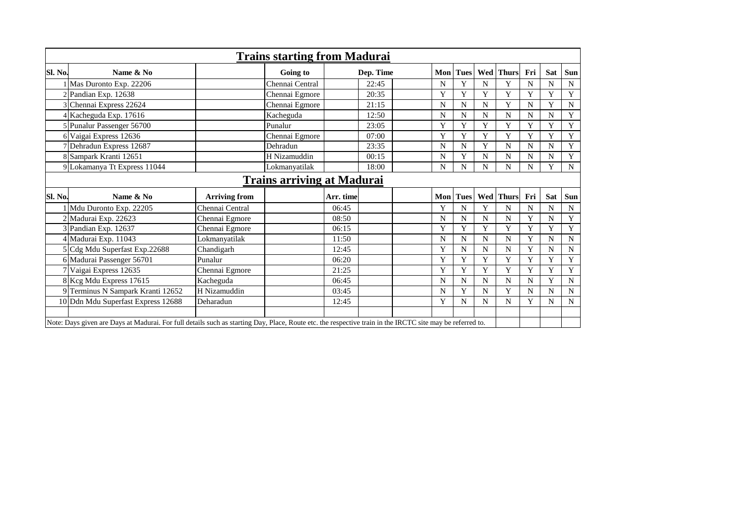## Trains starting from Madurai

| Sl. No. | Name & No | | Going to | | Dep. Time | | Mon | Tues | Wed | Thurs | Fri | Sat | Sun |
|---|---|---|---|---|---|---|---|---|---|---|---|---|---|
| 1 | Mas Duronto Exp. 22206 | | Chennai Central | | 22:45 | | N | Y | N | Y | N | N | N |
| 2 | Pandian Exp. 12638 | | Chennai Egmore | | 20:35 | | Y | Y | Y | Y | Y | Y | Y |
| 3 | Chennai Express 22624 | | Chennai Egmore | | 21:15 | | N | N | N | Y | N | Y | N |
| 4 | Kacheguda Exp. 17616 | | Kacheguda | | 12:50 | | N | N | N | N | N | N | Y |
| 5 | Punalur Passenger 56700 | | Punalur | | 23:05 | | Y | Y | Y | Y | Y | Y | Y |
| 6 | Vaigai Express 12636 | | Chennai Egmore | | 07:00 | | Y | Y | Y | Y | Y | Y | Y |
| 7 | Dehradun Express 12687 | | Dehradun | | 23:35 | | N | N | Y | N | N | N | Y |
| 8 | Sampark Kranti 12651 | | H Nizamuddin | | 00:15 | | N | Y | N | N | N | N | Y |
| 9 | Lokamanya Tt Express 11044 | | Lokmanyatilak | | 18:00 | | N | N | N | N | N | Y | N |

## Trains arriving at Madurai

| Sl. No. | Name & No | Arriving from | | Arr. time | | | Mon | Tues | Wed | Thurs | Fri | Sat | Sun |
|---|---|---|---|---|---|---|---|---|---|---|---|---|---|
| 1 | Mdu Duronto Exp. 22205 | Chennai Central | | 06:45 | | | Y | N | Y | N | N | N | N |
| 2 | Madurai Exp. 22623 | Chennai Egmore | | 08:50 | | | N | N | N | N | Y | N | Y |
| 3 | Pandian Exp. 12637 | Chennai Egmore | | 06:15 | | | Y | Y | Y | Y | Y | Y | Y |
| 4 | Madurai Exp. 11043 | Lokmanyatilak | | 11:50 | | | N | N | N | N | Y | N | N |
| 5 | Cdg Mdu Superfast Exp.22688 | Chandigarh | | 12:45 | | | Y | N | N | N | Y | N | N |
| 6 | Madurai Passenger 56701 | Punalur | | 06:20 | | | Y | Y | Y | Y | Y | Y | Y |
| 7 | Vaigai Express 12635 | Chennai Egmore | | 21:25 | | | Y | Y | Y | Y | Y | Y | Y |
| 8 | Kcg Mdu Express 17615 | Kacheguda | | 06:45 | | | N | N | N | N | N | Y | N |
| 9 | Terminus N Sampark Kranti 12652 | H Nizamuddin | | 03:45 | | | N | Y | N | Y | N | N | N |
| 10 | Ddn Mdu Superfast Express 12688 | Deharadun | | 12:45 | | | Y | N | N | N | Y | N | N |

Note: Days given are Days at Madurai. For full details such as starting Day, Place, Route etc. the respective train in the IRCTC site may be referred to.